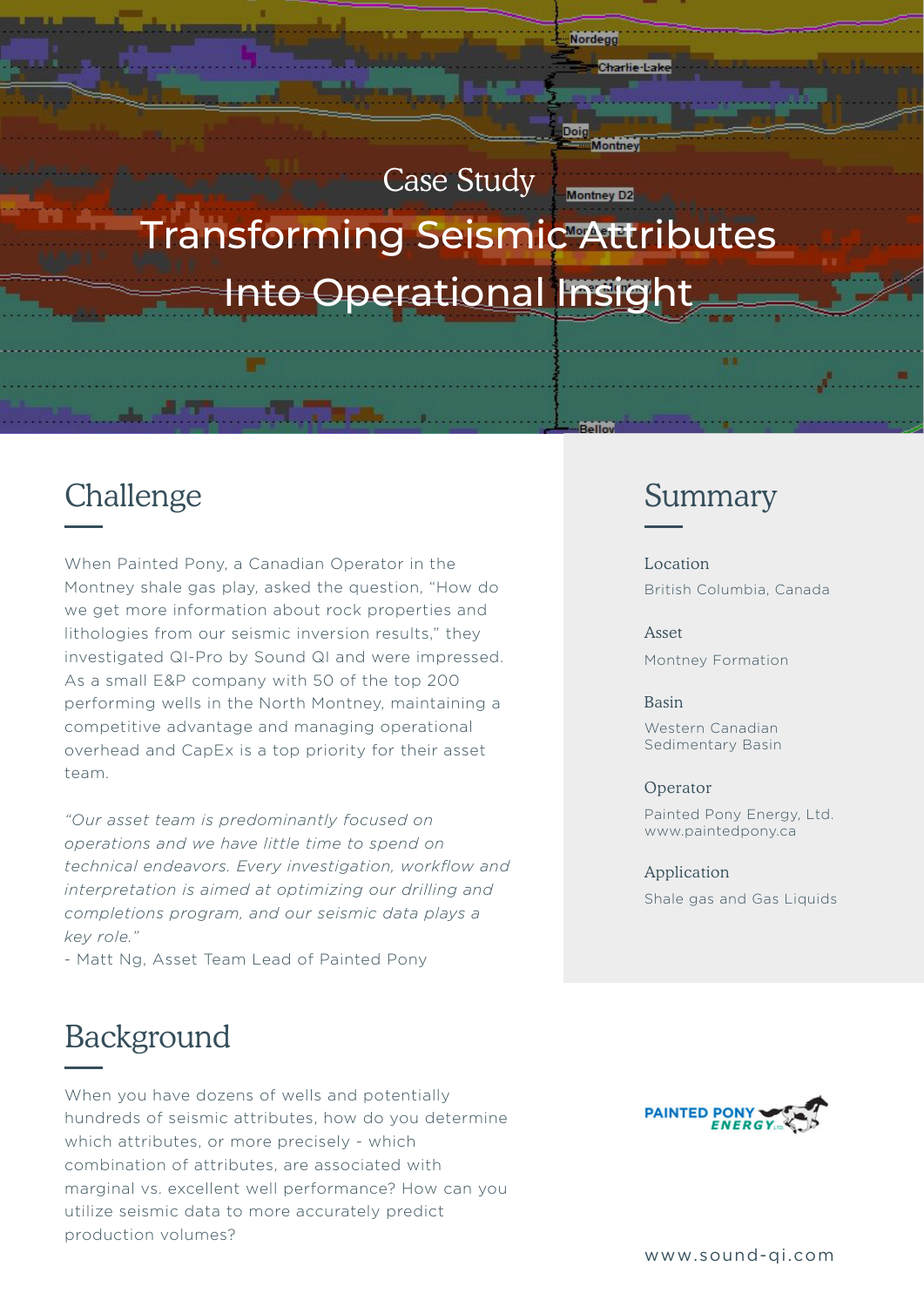Case Study

# Transforming Seismic Attributes Into Operational Insight

## Challenge

When Painted Pony, a Canadian Operator in the Montney shale gas play, asked the question, "How do we get more information about rock properties and lithologies from our seismic inversion results," they investigated QI-Pro by Sound QI and were impressed. As a small E&P company with 50 of the top 200 performing wells in the North Montney, maintaining a competitive advantage and managing operational overhead and CapEx is a top priority for their asset team.

*"Our asset team is predominantly focused on operations and we have little time to spend on technical endeavors. Every investigation, workflow and interpretation is aimed at optimizing our drilling and completions program, and our seismic data plays a key role."*

- Matt Ng, Asset Team Lead of Painted Pony

## Background

When you have dozens of wells and potentially hundreds of seismic attributes, how do you determine which attributes, or more precisely - which combination of attributes, are associated with marginal vs. excellent well performance? How can you utilize seismic data to more accurately predict production volumes?

## Summary

**Location**
British Columbia, Canada

**Asset**
Montney Formation

**Basin**
Western Canadian Sedimentary Basin

**Operator**
Painted Pony Energy, Ltd.
www.paintedpony.ca

**Application**
Shale gas and Gas Liquids

www.sound-qi.com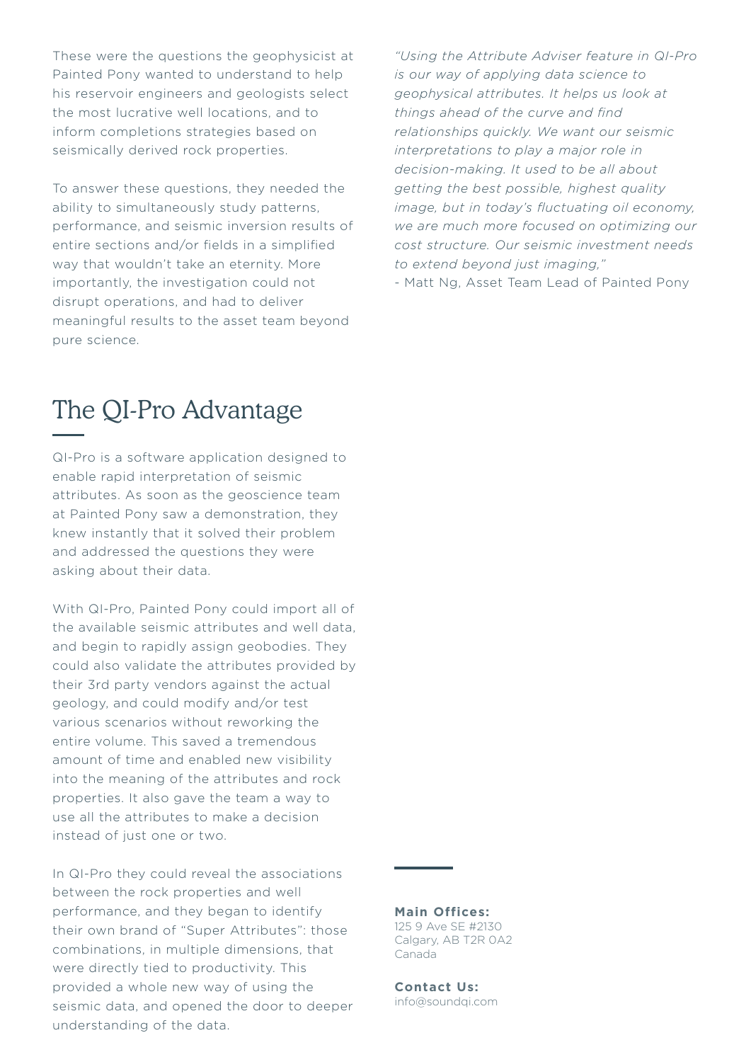These were the questions the geophysicist at Painted Pony wanted to understand to help his reservoir engineers and geologists select the most lucrative well locations, and to inform completions strategies based on seismically derived rock properties.

To answer these questions, they needed the ability to simultaneously study patterns, performance, and seismic inversion results of entire sections and/or fields in a simplified way that wouldn't take an eternity. More importantly, the investigation could not disrupt operations, and had to deliver meaningful results to the asset team beyond pure science.

## The QI-Pro Advantage

QI-Pro is a software application designed to enable rapid interpretation of seismic attributes. As soon as the geoscience team at Painted Pony saw a demonstration, they knew instantly that it solved their problem and addressed the questions they were asking about their data.

With QI-Pro, Painted Pony could import all of the available seismic attributes and well data, and begin to rapidly assign geobodies. They could also validate the attributes provided by their 3rd party vendors against the actual geology, and could modify and/or test various scenarios without reworking the entire volume. This saved a tremendous amount of time and enabled new visibility into the meaning of the attributes and rock properties. It also gave the team a way to use all the attributes to make a decision instead of just one or two.

In QI-Pro they could reveal the associations between the rock properties and well performance, and they began to identify their own brand of "Super Attributes": those combinations, in multiple dimensions, that were directly tied to productivity. This provided a whole new way of using the seismic data, and opened the door to deeper understanding of the data.

*"Using the Attribute Adviser feature in QI-Pro is our way of applying data science to geophysical attributes. It helps us look at things ahead of the curve and find relationships quickly. We want our seismic interpretations to play a major role in decision-making. It used to be all about getting the best possible, highest quality image, but in today's fluctuating oil economy, we are much more focused on optimizing our cost structure. Our seismic investment needs to extend beyond just imaging,"*

- Matt Ng, Asset Team Lead of Painted Pony

**Main Offices:**
125 9 Ave SE #2130
Calgary, AB T2R 0A2
Canada

**Contact Us:**
info@soundqi.com